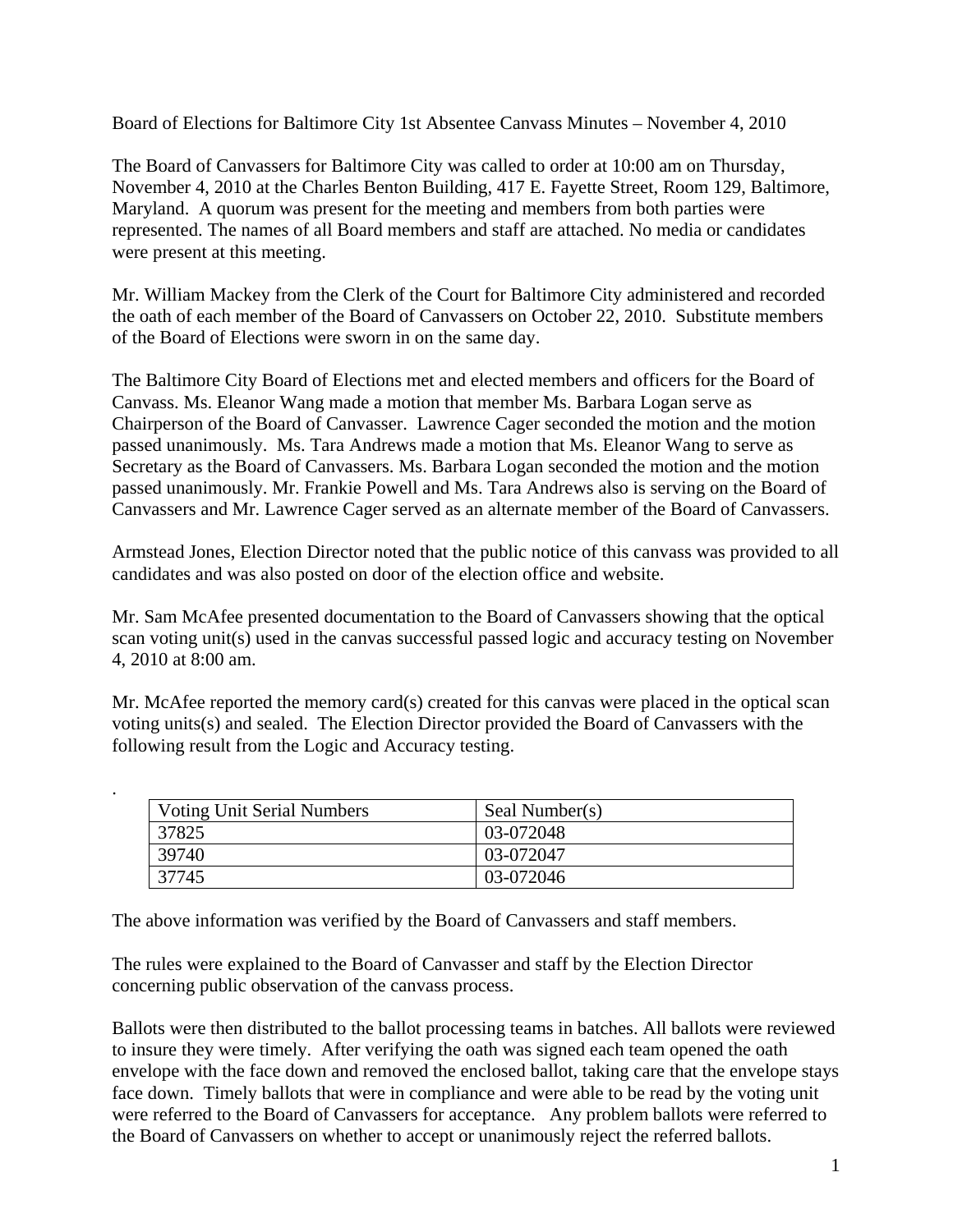Board of Elections for Baltimore City 1st Absentee Canvass Minutes – November 4, 2010

The Board of Canvassers for Baltimore City was called to order at 10:00 am on Thursday, November 4, 2010 at the Charles Benton Building, 417 E. Fayette Street, Room 129, Baltimore, Maryland. A quorum was present for the meeting and members from both parties were represented. The names of all Board members and staff are attached. No media or candidates were present at this meeting.

Mr. William Mackey from the Clerk of the Court for Baltimore City administered and recorded the oath of each member of the Board of Canvassers on October 22, 2010. Substitute members of the Board of Elections were sworn in on the same day.

The Baltimore City Board of Elections met and elected members and officers for the Board of Canvass. Ms. Eleanor Wang made a motion that member Ms. Barbara Logan serve as Chairperson of the Board of Canvasser. Lawrence Cager seconded the motion and the motion passed unanimously. Ms. Tara Andrews made a motion that Ms. Eleanor Wang to serve as Secretary as the Board of Canvassers. Ms. Barbara Logan seconded the motion and the motion passed unanimously. Mr. Frankie Powell and Ms. Tara Andrews also is serving on the Board of Canvassers and Mr. Lawrence Cager served as an alternate member of the Board of Canvassers.

Armstead Jones, Election Director noted that the public notice of this canvass was provided to all candidates and was also posted on door of the election office and website.

Mr. Sam McAfee presented documentation to the Board of Canvassers showing that the optical scan voting unit(s) used in the canvas successful passed logic and accuracy testing on November 4, 2010 at 8:00 am.

Mr. McAfee reported the memory card(s) created for this canvas were placed in the optical scan voting units(s) and sealed. The Election Director provided the Board of Canvassers with the following result from the Logic and Accuracy testing.

.

| Voting Unit Serial Numbers | Seal Number(s) |
|---|---|
| 37825 | 03-072048 |
| 39740 | 03-072047 |
| 37745 | 03-072046 |

The above information was verified by the Board of Canvassers and staff members.

The rules were explained to the Board of Canvasser and staff by the Election Director concerning public observation of the canvass process.

Ballots were then distributed to the ballot processing teams in batches. All ballots were reviewed to insure they were timely. After verifying the oath was signed each team opened the oath envelope with the face down and removed the enclosed ballot, taking care that the envelope stays face down. Timely ballots that were in compliance and were able to be read by the voting unit were referred to the Board of Canvassers for acceptance. Any problem ballots were referred to the Board of Canvassers on whether to accept or unanimously reject the referred ballots.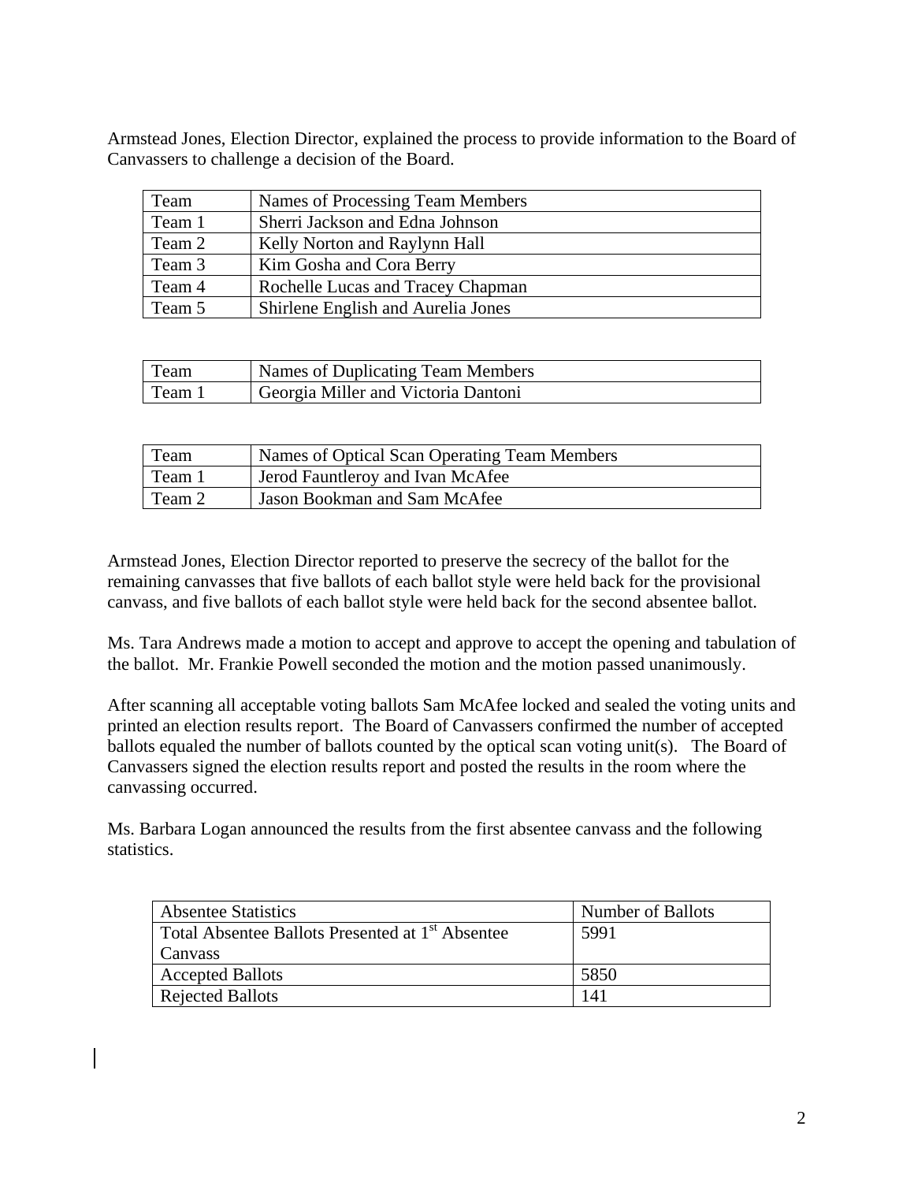Armstead Jones, Election Director, explained the process to provide information to the Board of Canvassers to challenge a decision of the Board.

| Team | Names of Processing Team Members |
|---|---|
| Team 1 | Sherri Jackson and Edna Johnson |
| Team 2 | Kelly Norton and Raylynn Hall |
| Team 3 | Kim Gosha and Cora Berry |
| Team 4 | Rochelle Lucas and Tracey Chapman |
| Team 5 | Shirlene English and Aurelia Jones |

| Team | Names of Duplicating Team Members |
|---|---|
| Team 1 | Georgia Miller and Victoria Dantoni |

| Team | Names of Optical Scan Operating Team Members |
|---|---|
| Team 1 | Jerod Fauntleroy and Ivan McAfee |
| Team 2 | Jason Bookman and Sam McAfee |

Armstead Jones, Election Director reported to preserve the secrecy of the ballot for the remaining canvasses that five ballots of each ballot style were held back for the provisional canvass, and five ballots of each ballot style were held back for the second absentee ballot.

Ms. Tara Andrews made a motion to accept and approve to accept the opening and tabulation of the ballot. Mr. Frankie Powell seconded the motion and the motion passed unanimously.

After scanning all acceptable voting ballots Sam McAfee locked and sealed the voting units and printed an election results report. The Board of Canvassers confirmed the number of accepted ballots equaled the number of ballots counted by the optical scan voting unit(s). The Board of Canvassers signed the election results report and posted the results in the room where the canvassing occurred.

Ms. Barbara Logan announced the results from the first absentee canvass and the following statistics.

| Absentee Statistics | Number of Ballots |
|---|---|
| Total Absentee Ballots Presented at 1st Absentee Canvass | 5991 |
| Accepted Ballots | 5850 |
| Rejected Ballots | 141 |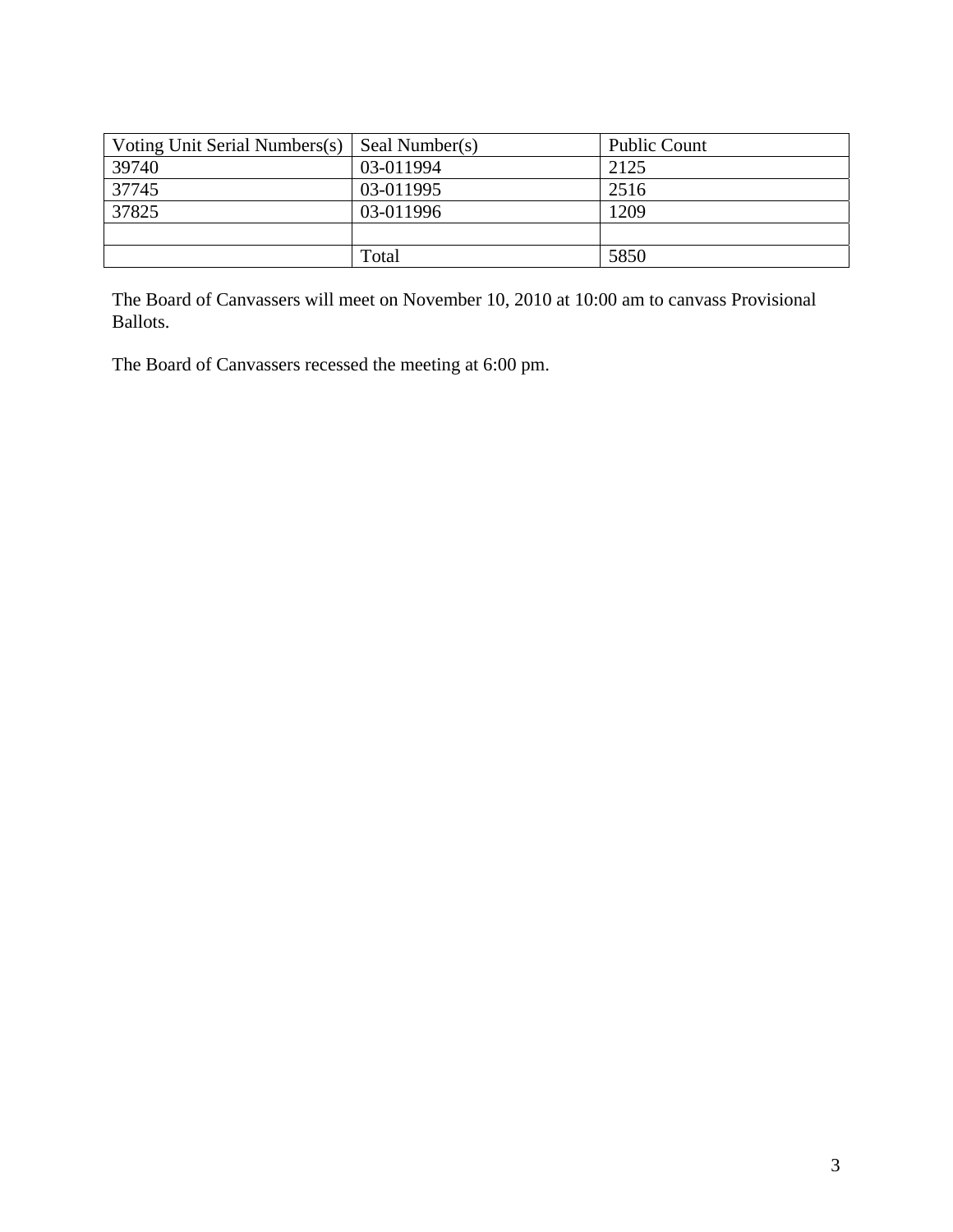| Voting Unit Serial Numbers(s) | Seal Number(s) | Public Count |
| --- | --- | --- |
| 39740 | 03-011994 | 2125 |
| 37745 | 03-011995 | 2516 |
| 37825 | 03-011996 | 1209 |
| | | |
| | Total | 5850 |

The Board of Canvassers will meet on November 10, 2010 at 10:00 am to canvass Provisional Ballots.

The Board of Canvassers recessed the meeting at 6:00 pm.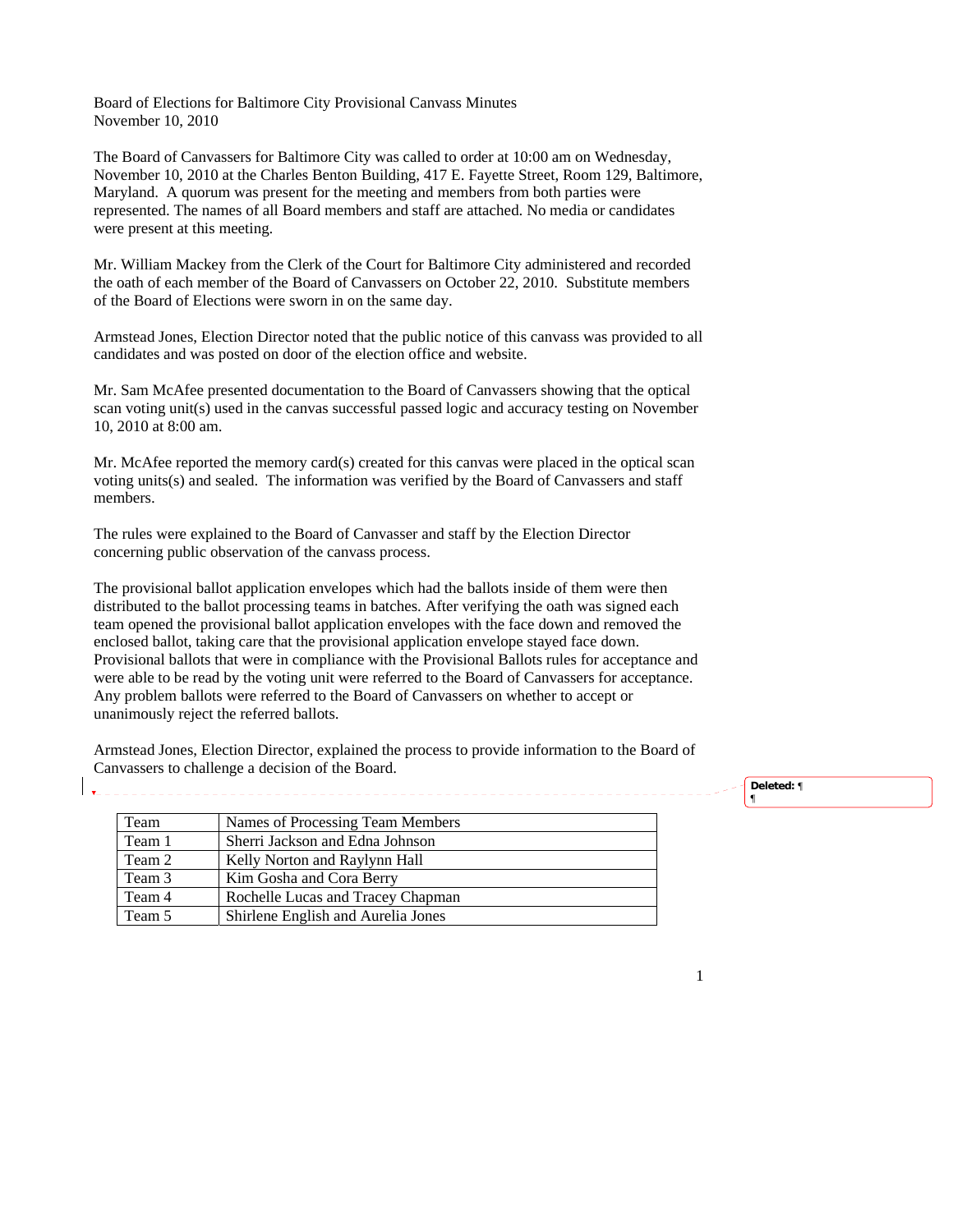Board of Elections for Baltimore City Provisional Canvass Minutes
November 10, 2010

The Board of Canvassers for Baltimore City was called to order at 10:00 am on Wednesday, November 10, 2010 at the Charles Benton Building, 417 E. Fayette Street, Room 129, Baltimore, Maryland. A quorum was present for the meeting and members from both parties were represented. The names of all Board members and staff are attached. No media or candidates were present at this meeting.

Mr. William Mackey from the Clerk of the Court for Baltimore City administered and recorded the oath of each member of the Board of Canvassers on October 22, 2010. Substitute members of the Board of Elections were sworn in on the same day.

Armstead Jones, Election Director noted that the public notice of this canvass was provided to all candidates and was posted on door of the election office and website.

Mr. Sam McAfee presented documentation to the Board of Canvassers showing that the optical scan voting unit(s) used in the canvas successful passed logic and accuracy testing on November 10, 2010 at 8:00 am.

Mr. McAfee reported the memory card(s) created for this canvas were placed in the optical scan voting units(s) and sealed. The information was verified by the Board of Canvassers and staff members.

The rules were explained to the Board of Canvasser and staff by the Election Director concerning public observation of the canvass process.

The provisional ballot application envelopes which had the ballots inside of them were then distributed to the ballot processing teams in batches. After verifying the oath was signed each team opened the provisional ballot application envelopes with the face down and removed the enclosed ballot, taking care that the provisional application envelope stayed face down. Provisional ballots that were in compliance with the Provisional Ballots rules for acceptance and were able to be read by the voting unit were referred to the Board of Canvassers for acceptance. Any problem ballots were referred to the Board of Canvassers on whether to accept or unanimously reject the referred ballots.

Armstead Jones, Election Director, explained the process to provide information to the Board of Canvassers to challenge a decision of the Board.

| Team | Names of Processing Team Members |
|---|---|
| Team 1 | Sherri Jackson and Edna Johnson |
| Team 2 | Kelly Norton and Raylynn Hall |
| Team 3 | Kim Gosha and Cora Berry |
| Team 4 | Rochelle Lucas and Tracey Chapman |
| Team 5 | Shirlene English and Aurelia Jones |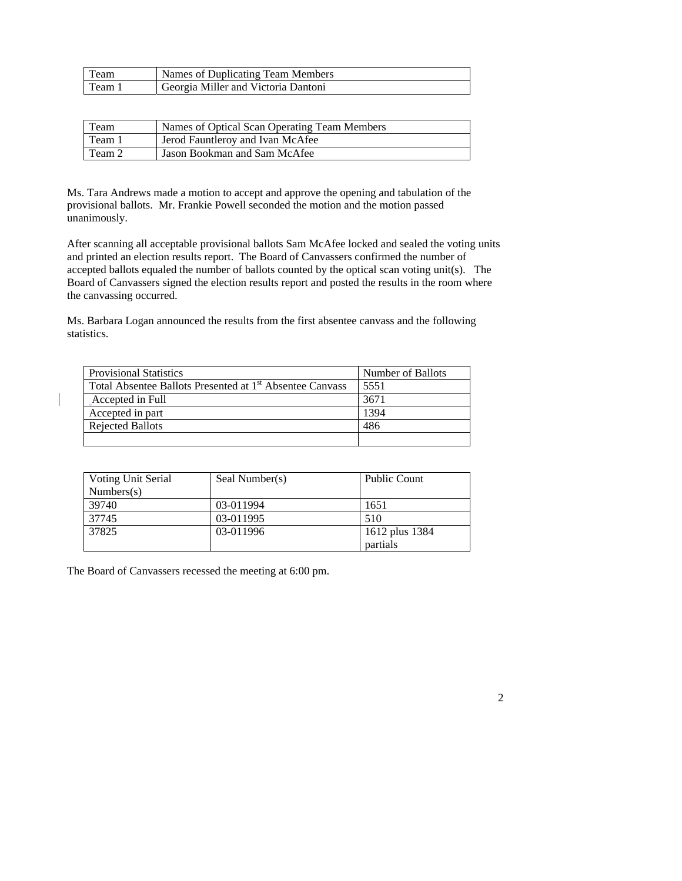| Team | Names of Duplicating Team Members |
| --- | --- |
| Team 1 | Georgia Miller and Victoria Dantoni |

| Team | Names of Optical Scan Operating Team Members |
| --- | --- |
| Team 1 | Jerod Fauntleroy and Ivan McAfee |
| Team 2 | Jason Bookman and Sam McAfee |

Ms. Tara Andrews made a motion to accept and approve the opening and tabulation of the provisional ballots. Mr. Frankie Powell seconded the motion and the motion passed unanimously.

After scanning all acceptable provisional ballots Sam McAfee locked and sealed the voting units and printed an election results report. The Board of Canvassers confirmed the number of accepted ballots equaled the number of ballots counted by the optical scan voting unit(s). The Board of Canvassers signed the election results report and posted the results in the room where the canvassing occurred.

Ms. Barbara Logan announced the results from the first absentee canvass and the following statistics.

| Provisional Statistics | Number of Ballots |
| --- | --- |
| Total Absentee Ballots Presented at 1st Absentee Canvass | 5551 |
| _Accepted in Full | 3671 |
| Accepted in part | 1394 |
| Rejected Ballots | 486 |
| | |

| Voting Unit Serial Numbers(s) | Seal Number(s) | Public Count |
| --- | --- | --- |
| 39740 | 03-011994 | 1651 |
| 37745 | 03-011995 | 510 |
| 37825 | 03-011996 | 1612 plus 1384 partials |

The Board of Canvassers recessed the meeting at 6:00 pm.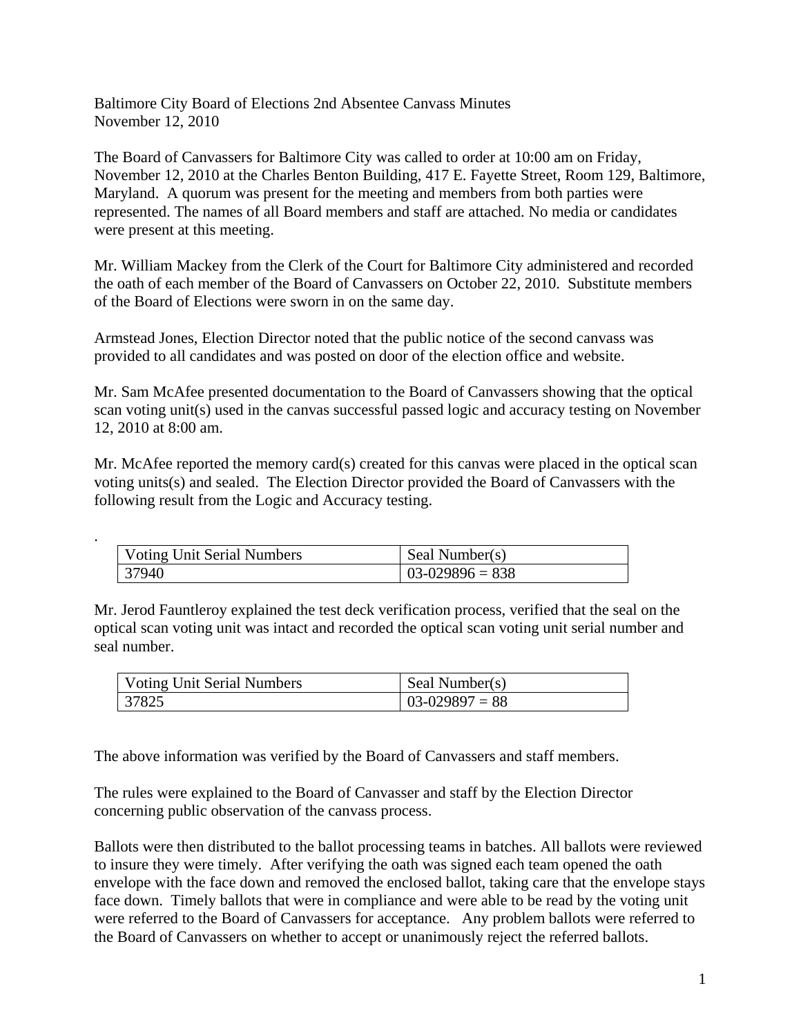Baltimore City Board of Elections 2nd Absentee Canvass Minutes
November 12, 2010

The Board of Canvassers for Baltimore City was called to order at 10:00 am on Friday, November 12, 2010 at the Charles Benton Building, 417 E. Fayette Street, Room 129, Baltimore, Maryland. A quorum was present for the meeting and members from both parties were represented. The names of all Board members and staff are attached. No media or candidates were present at this meeting.

Mr. William Mackey from the Clerk of the Court for Baltimore City administered and recorded the oath of each member of the Board of Canvassers on October 22, 2010. Substitute members of the Board of Elections were sworn in on the same day.

Armstead Jones, Election Director noted that the public notice of the second canvass was provided to all candidates and was posted on door of the election office and website.

Mr. Sam McAfee presented documentation to the Board of Canvassers showing that the optical scan voting unit(s) used in the canvas successful passed logic and accuracy testing on November 12, 2010 at 8:00 am.

Mr. McAfee reported the memory card(s) created for this canvas were placed in the optical scan voting units(s) and sealed. The Election Director provided the Board of Canvassers with the following result from the Logic and Accuracy testing.

.

| Voting Unit Serial Numbers | Seal Number(s) |
|---|---|
| 37940 | 03-029896 = 838 |

Mr. Jerod Fauntleroy explained the test deck verification process, verified that the seal on the optical scan voting unit was intact and recorded the optical scan voting unit serial number and seal number.

| Voting Unit Serial Numbers | Seal Number(s) |
|---|---|
| 37825 | 03-029897 = 88 |

The above information was verified by the Board of Canvassers and staff members.

The rules were explained to the Board of Canvasser and staff by the Election Director concerning public observation of the canvass process.

Ballots were then distributed to the ballot processing teams in batches. All ballots were reviewed to insure they were timely. After verifying the oath was signed each team opened the oath envelope with the face down and removed the enclosed ballot, taking care that the envelope stays face down. Timely ballots that were in compliance and were able to be read by the voting unit were referred to the Board of Canvassers for acceptance. Any problem ballots were referred to the Board of Canvassers on whether to accept or unanimously reject the referred ballots.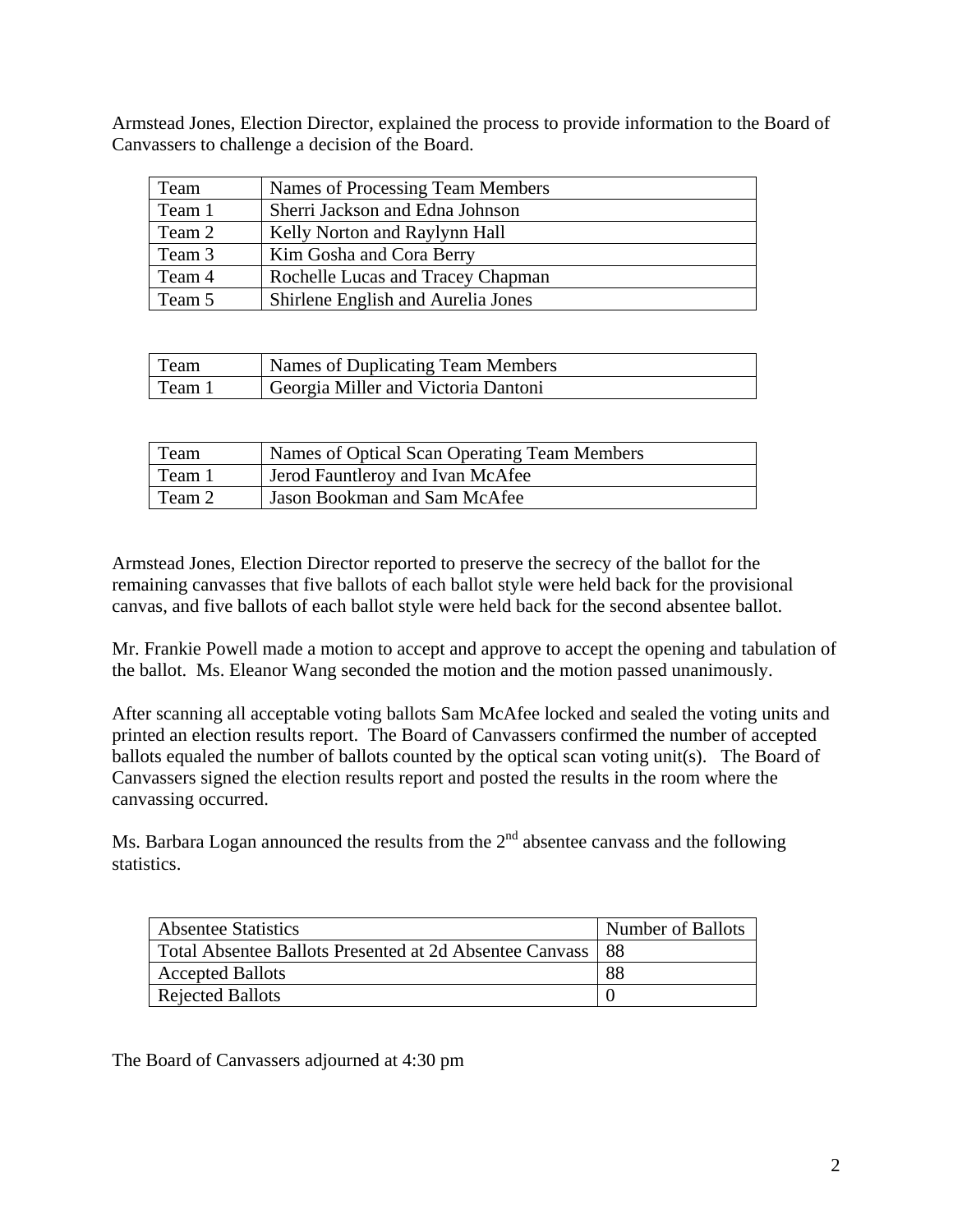Armstead Jones, Election Director, explained the process to provide information to the Board of Canvassers to challenge a decision of the Board.

| Team | Names of Processing Team Members |
| --- | --- |
| Team 1 | Sherri Jackson and Edna Johnson |
| Team 2 | Kelly Norton and Raylynn Hall |
| Team 3 | Kim Gosha and Cora Berry |
| Team 4 | Rochelle Lucas and Tracey Chapman |
| Team 5 | Shirlene English and Aurelia Jones |

| Team | Names of Duplicating Team Members |
| --- | --- |
| Team 1 | Georgia Miller and Victoria Dantoni |

| Team | Names of Optical Scan Operating Team Members |
| --- | --- |
| Team 1 | Jerod Fauntleroy and Ivan McAfee |
| Team 2 | Jason Bookman and Sam McAfee |

Armstead Jones, Election Director reported to preserve the secrecy of the ballot for the remaining canvasses that five ballots of each ballot style were held back for the provisional canvas, and five ballots of each ballot style were held back for the second absentee ballot.

Mr. Frankie Powell made a motion to accept and approve to accept the opening and tabulation of the ballot. Ms. Eleanor Wang seconded the motion and the motion passed unanimously.

After scanning all acceptable voting ballots Sam McAfee locked and sealed the voting units and printed an election results report. The Board of Canvassers confirmed the number of accepted ballots equaled the number of ballots counted by the optical scan voting unit(s). The Board of Canvassers signed the election results report and posted the results in the room where the canvassing occurred.

Ms. Barbara Logan announced the results from the 2nd absentee canvass and the following statistics.

| Absentee Statistics | Number of Ballots |
| --- | --- |
| Total Absentee Ballots Presented at 2d Absentee Canvass | 88 |
| Accepted Ballots | 88 |
| Rejected Ballots | 0 |

The Board of Canvassers adjourned at 4:30 pm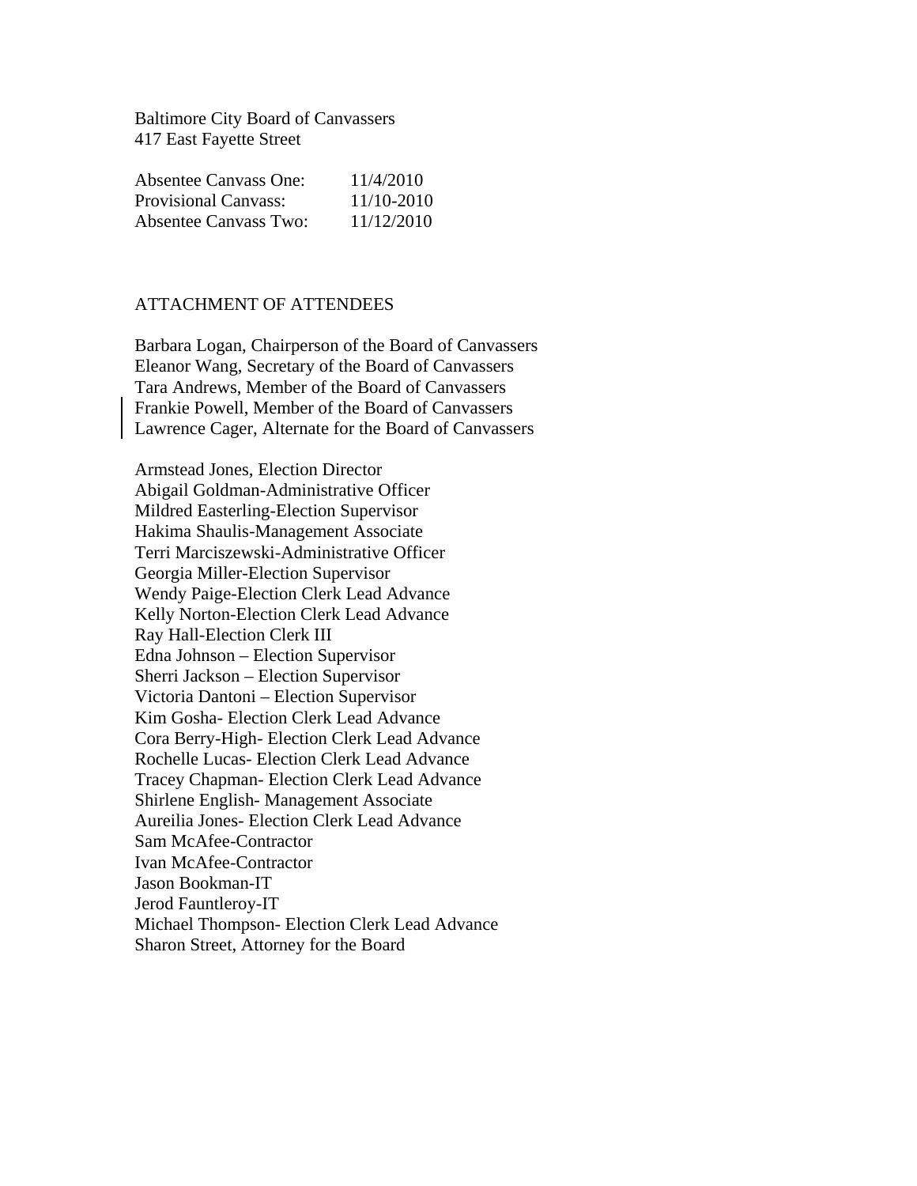Baltimore City Board of Canvassers
417 East Fayette Street

| | |
|---|---|
| Absentee Canvass One: | 11/4/2010 |
| Provisional Canvass: | 11/10-2010 |
| Absentee Canvass Two: | 11/12/2010 |

ATTACHMENT OF ATTENDEES

Barbara Logan, Chairperson of the Board of Canvassers
Eleanor Wang, Secretary of the Board of Canvassers
Tara Andrews, Member of the Board of Canvassers
Frankie Powell, Member of the Board of Canvassers
Lawrence Cager, Alternate for the Board of Canvassers

Armstead Jones, Election Director
Abigail Goldman-Administrative Officer
Mildred Easterling-Election Supervisor
Hakima Shaulis-Management Associate
Terri Marciszewski-Administrative Officer
Georgia Miller-Election Supervisor
Wendy Paige-Election Clerk Lead Advance
Kelly Norton-Election Clerk Lead Advance
Ray Hall-Election Clerk III
Edna Johnson – Election Supervisor
Sherri Jackson – Election Supervisor
Victoria Dantoni – Election Supervisor
Kim Gosha- Election Clerk Lead Advance
Cora Berry-High- Election Clerk Lead Advance
Rochelle Lucas- Election Clerk Lead Advance
Tracey Chapman- Election Clerk Lead Advance
Shirlene English- Management Associate
Aureilia Jones- Election Clerk Lead Advance
Sam McAfee-Contractor
Ivan McAfee-Contractor
Jason Bookman-IT
Jerod Fauntleroy-IT
Michael Thompson- Election Clerk Lead Advance
Sharon Street, Attorney for the Board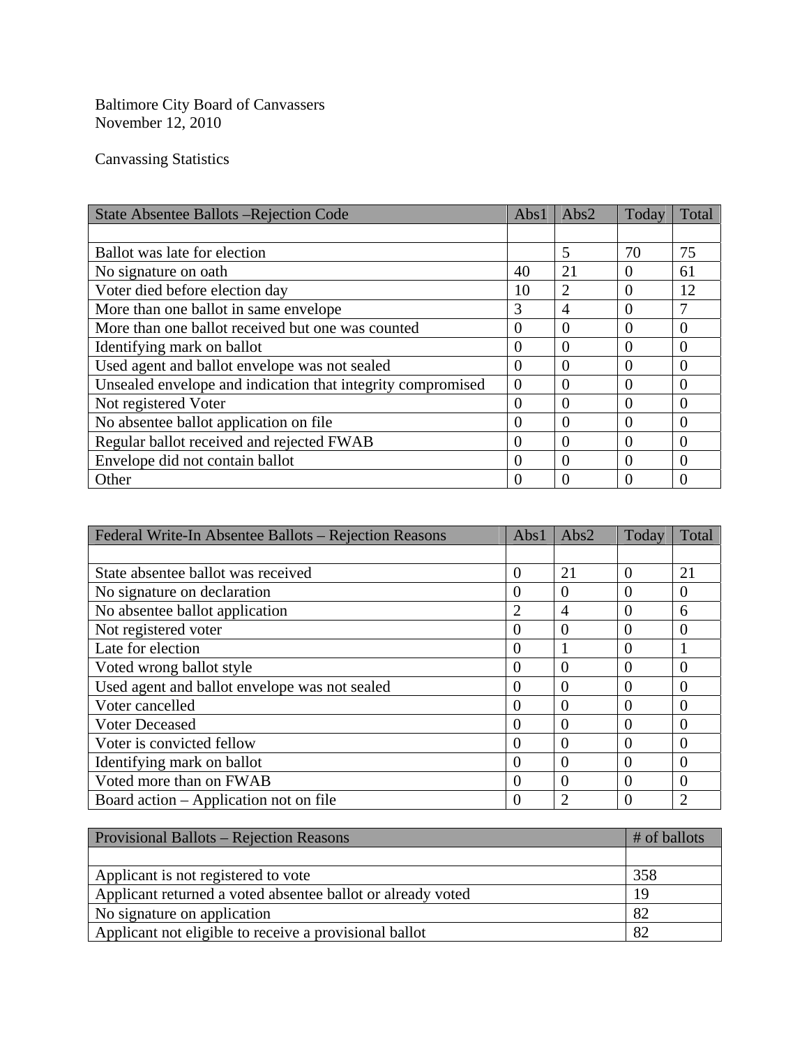Baltimore City Board of Canvassers
November 12, 2010

Canvassing Statistics

| State Absentee Ballots –Rejection Code | Abs1 | Abs2 | Today | Total |
|---|---|---|---|---|
| | | | | |
| Ballot was late for election | | 5 | 70 | 75 |
| No signature on oath | 40 | 21 | 0 | 61 |
| Voter died before election day | 10 | 2 | 0 | 12 |
| More than one ballot in same envelope | 3 | 4 | 0 | 7 |
| More than one ballot received but one was counted | 0 | 0 | 0 | 0 |
| Identifying mark on ballot | 0 | 0 | 0 | 0 |
| Used agent and ballot envelope was not sealed | 0 | 0 | 0 | 0 |
| Unsealed envelope and indication that integrity compromised | 0 | 0 | 0 | 0 |
| Not registered Voter | 0 | 0 | 0 | 0 |
| No absentee ballot application on file | 0 | 0 | 0 | 0 |
| Regular ballot received and rejected FWAB | 0 | 0 | 0 | 0 |
| Envelope did not contain ballot | 0 | 0 | 0 | 0 |
| Other | 0 | 0 | 0 | 0 |

| Federal Write-In Absentee Ballots – Rejection Reasons | Abs1 | Abs2 | Today | Total |
|---|---|---|---|---|
| | | | | |
| State absentee ballot was received | 0 | 21 | 0 | 21 |
| No signature on declaration | 0 | 0 | 0 | 0 |
| No absentee ballot application | 2 | 4 | 0 | 6 |
| Not registered voter | 0 | 0 | 0 | 0 |
| Late for election | 0 | 1 | 0 | 1 |
| Voted wrong ballot style | 0 | 0 | 0 | 0 |
| Used agent and ballot envelope was not sealed | 0 | 0 | 0 | 0 |
| Voter cancelled | 0 | 0 | 0 | 0 |
| Voter Deceased | 0 | 0 | 0 | 0 |
| Voter is convicted fellow | 0 | 0 | 0 | 0 |
| Identifying mark on ballot | 0 | 0 | 0 | 0 |
| Voted more than on FWAB | 0 | 0 | 0 | 0 |
| Board action – Application not on file | 0 | 2 | 0 | 2 |

| Provisional Ballots – Rejection Reasons | # of ballots |
|---|---|
| | |
| Applicant is not registered to vote | 358 |
| Applicant returned a voted absentee ballot or already voted | 19 |
| No signature on application | 82 |
| Applicant not eligible to receive a provisional ballot | 82 |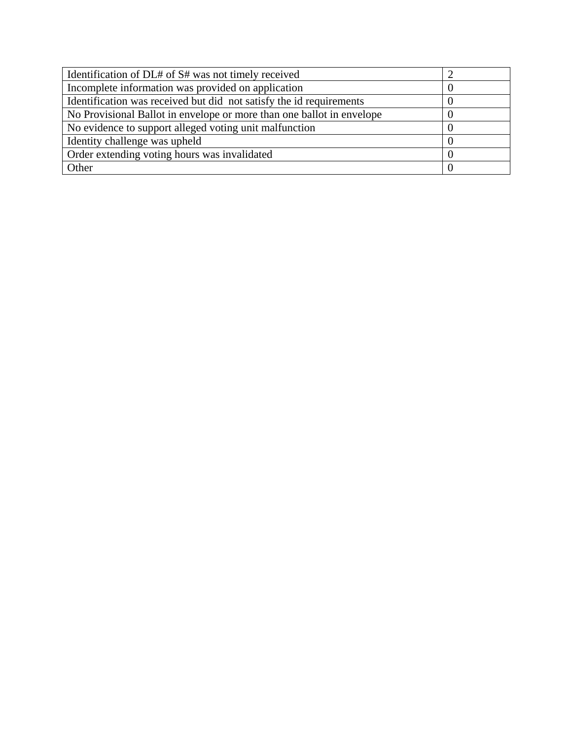| Identification of DL# of S# was not timely received | 2 |
|---|---|
| Incomplete information was provided on application | 0 |
| Identification was received but did not satisfy the id requirements | 0 |
| No Provisional Ballot in envelope or more than one ballot in envelope | 0 |
| No evidence to support alleged voting unit malfunction | 0 |
| Identity challenge was upheld | 0 |
| Order extending voting hours was invalidated | 0 |
| Other | 0 |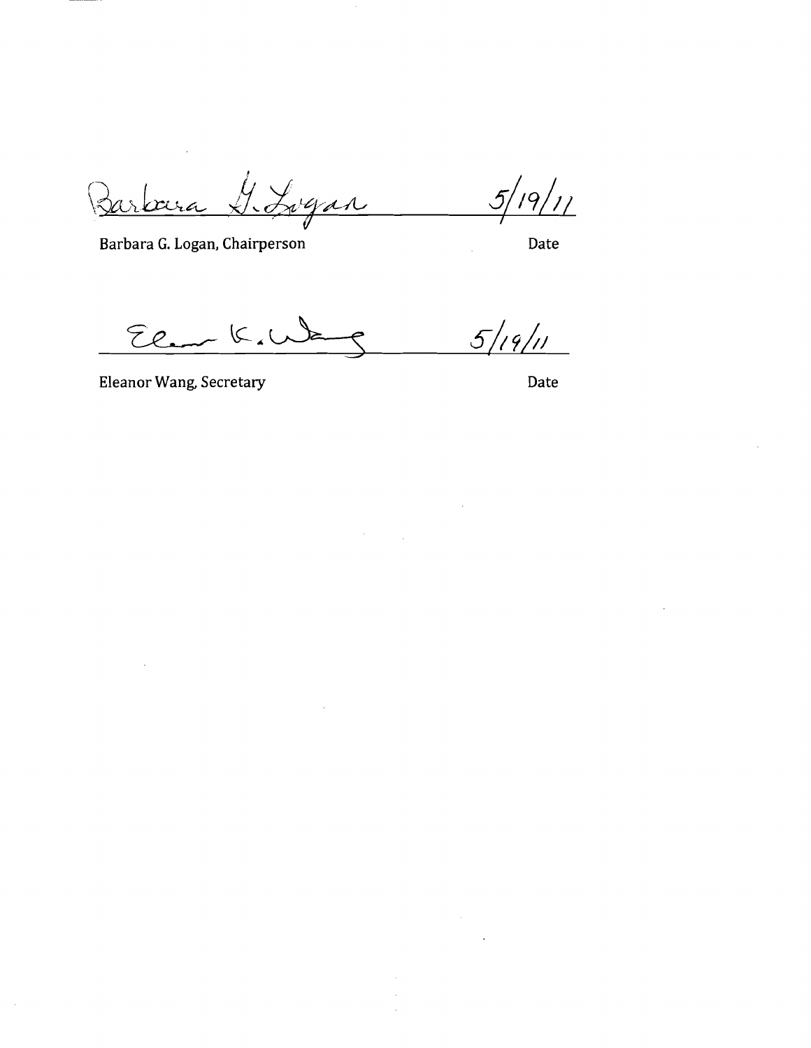Barbara G. Logan 5/19/11

Barbara G. Logan, Chairperson Date

Eleanor K. Wang 5/19/11

Eleanor Wang, Secretary Date